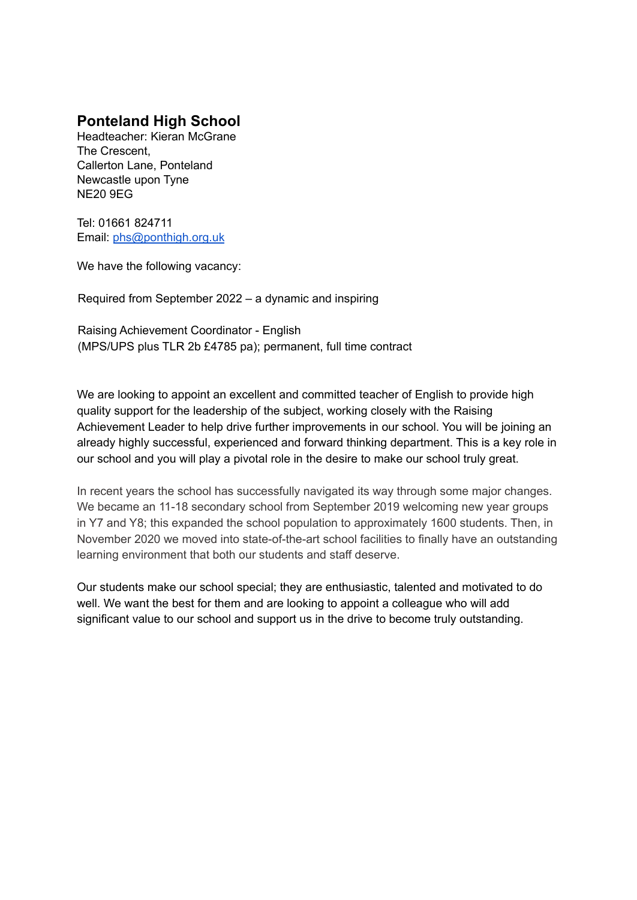## Ponteland High School

Headteacher: Kieran McGrane
The Crescent,
Callerton Lane, Ponteland
Newcastle upon Tyne
NE20 9EG

Tel: 01661 824711
Email: phs@ponthigh.org.uk

We have the following vacancy:

Required from September 2022 – a dynamic and inspiring

Raising Achievement Coordinator - English
(MPS/UPS plus TLR 2b £4785 pa); permanent, full time contract

We are looking to appoint an excellent and committed teacher of English to provide high quality support for the leadership of the subject, working closely with the Raising Achievement Leader to help drive further improvements in our school. You will be joining an already highly successful, experienced and forward thinking department. This is a key role in our school and you will play a pivotal role in the desire to make our school truly great.

In recent years the school has successfully navigated its way through some major changes. We became an 11-18 secondary school from September 2019 welcoming new year groups in Y7 and Y8; this expanded the school population to approximately 1600 students. Then, in November 2020 we moved into state-of-the-art school facilities to finally have an outstanding learning environment that both our students and staff deserve.

Our students make our school special; they are enthusiastic, talented and motivated to do well. We want the best for them and are looking to appoint a colleague who will add significant value to our school and support us in the drive to become truly outstanding.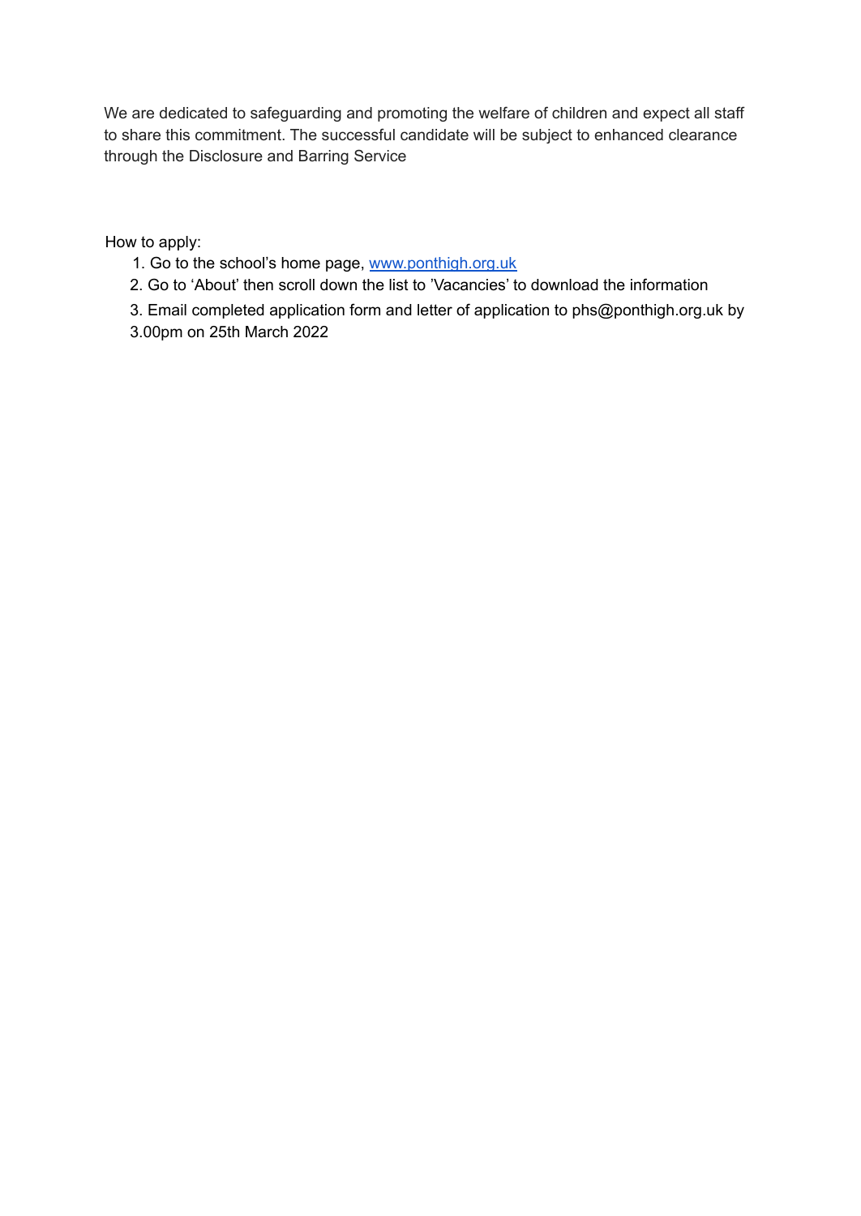We are dedicated to safeguarding and promoting the welfare of children and expect all staff to share this commitment. The successful candidate will be subject to enhanced clearance through the Disclosure and Barring Service

How to apply:

1. Go to the school's home page, [www.ponthigh.org.uk](http://www.ponthigh.org.uk)
2. Go to 'About' then scroll down the list to 'Vacancies' to download the information
3. Email completed application form and letter of application to phs@ponthigh.org.uk by 3.00pm on 25th March 2022